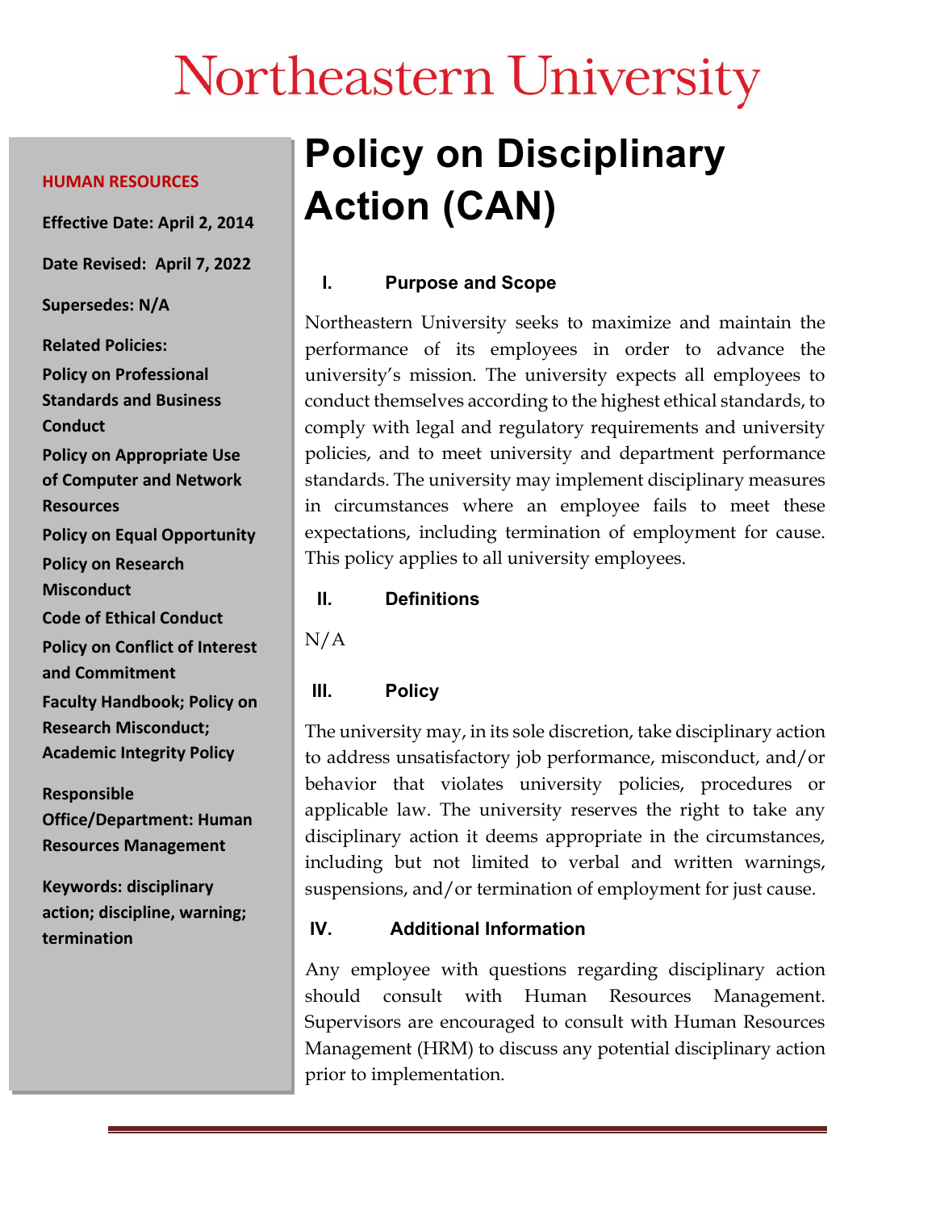# Northeastern University

**HUMAN RESOURCES**

**Effective Date: April 2, 2014**

**Date Revised: April 7, 2022**

**Supersedes: N/A**

**Related Policies:**

**Policy on Professional Standards and Business Conduct**

**Policy on Appropriate Use of Computer and Network Resources**

**Policy on Equal Opportunity**

**Policy on Research Misconduct**

**Code of Ethical Conduct**

**Policy on Conflict of Interest and Commitment**

**Faculty Handbook; Policy on Research Misconduct; Academic Integrity Policy**

**Responsible Office/Department: Human Resources Management**

**Keywords: disciplinary action; discipline, warning; termination**

# Policy on Disciplinary Action (CAN)

## I. Purpose and Scope

Northeastern University seeks to maximize and maintain the performance of its employees in order to advance the university's mission. The university expects all employees to conduct themselves according to the highest ethical standards, to comply with legal and regulatory requirements and university policies, and to meet university and department performance standards. The university may implement disciplinary measures in circumstances where an employee fails to meet these expectations, including termination of employment for cause. This policy applies to all university employees.

## II. Definitions

N/A

## III. Policy

The university may, in its sole discretion, take disciplinary action to address unsatisfactory job performance, misconduct, and/or behavior that violates university policies, procedures or applicable law. The university reserves the right to take any disciplinary action it deems appropriate in the circumstances, including but not limited to verbal and written warnings, suspensions, and/or termination of employment for just cause.

## IV. Additional Information

Any employee with questions regarding disciplinary action should consult with Human Resources Management. Supervisors are encouraged to consult with Human Resources Management (HRM) to discuss any potential disciplinary action prior to implementation.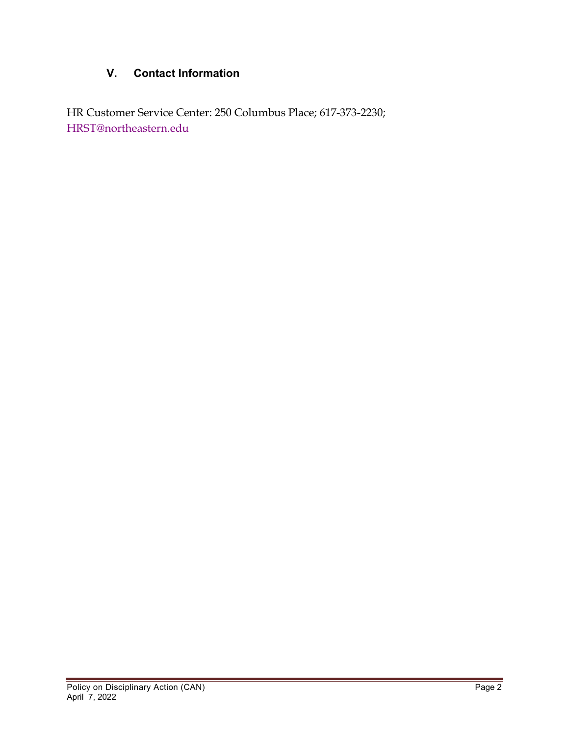## V. Contact Information

HR Customer Service Center: 250 Columbus Place; 617-373-2230; HRST@northeastern.edu